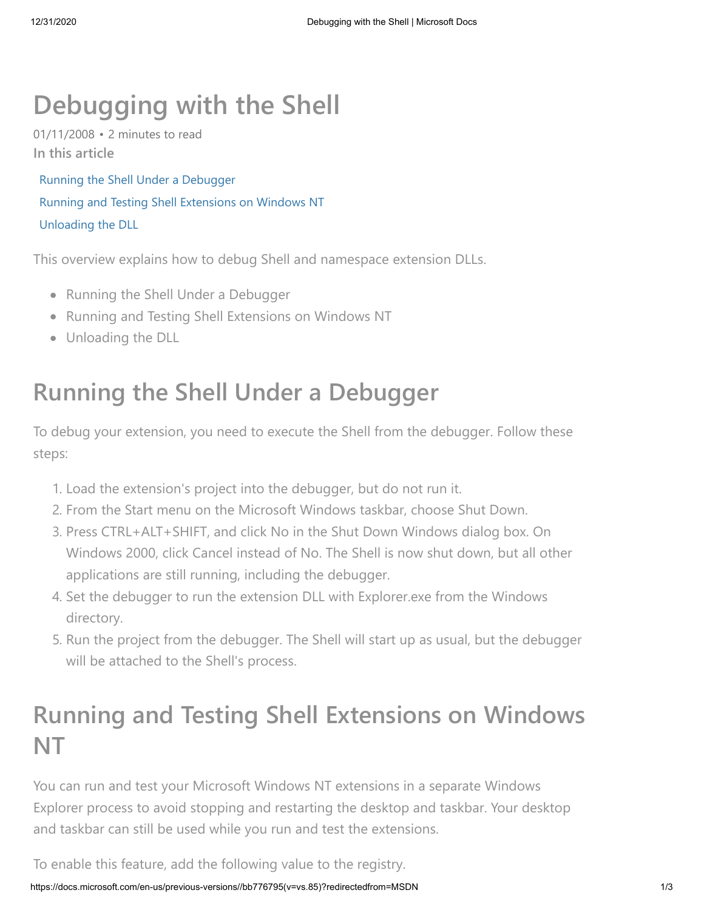# Debugging with the Shell

01/11/2008 • 2 minutes to read

In this article

- Running the Shell Under a Debugger
- Running and Testing Shell Extensions on Windows NT
- Unloading the DLL

This overview explains how to debug Shell and namespace extension DLLs.

- Running the Shell Under a Debugger
- Running and Testing Shell Extensions on Windows NT
- Unloading the DLL

## Running the Shell Under a Debugger

To debug your extension, you need to execute the Shell from the debugger. Follow these steps:

1. Load the extension's project into the debugger, but do not run it.
2. From the Start menu on the Microsoft Windows taskbar, choose Shut Down.
3. Press CTRL+ALT+SHIFT, and click No in the Shut Down Windows dialog box. On Windows 2000, click Cancel instead of No. The Shell is now shut down, but all other applications are still running, including the debugger.
4. Set the debugger to run the extension DLL with Explorer.exe from the Windows directory.
5. Run the project from the debugger. The Shell will start up as usual, but the debugger will be attached to the Shell's process.

## Running and Testing Shell Extensions on Windows NT

You can run and test your Microsoft Windows NT extensions in a separate Windows Explorer process to avoid stopping and restarting the desktop and taskbar. Your desktop and taskbar can still be used while you run and test the extensions.

To enable this feature, add the following value to the registry.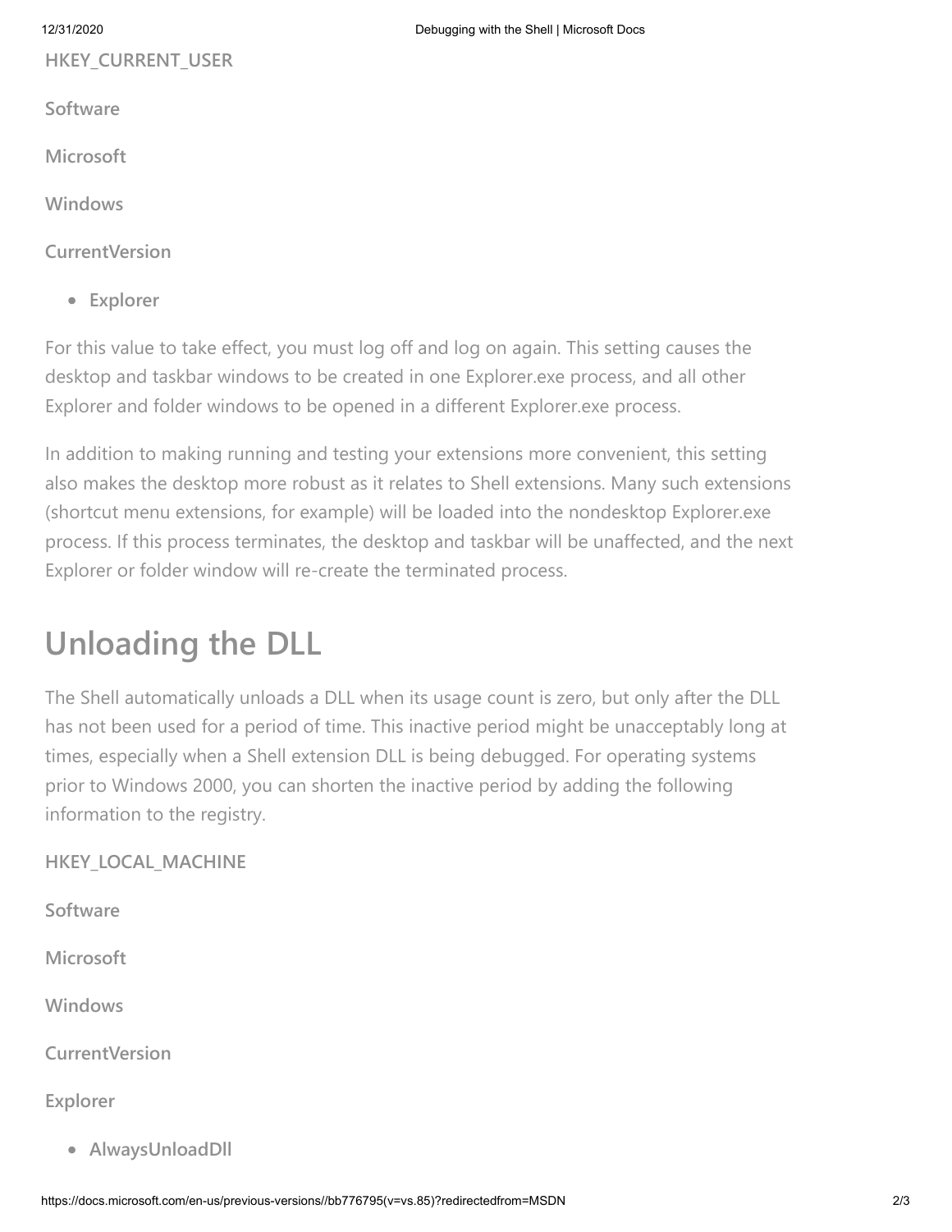**HKEY_CURRENT_USER**

**Software**

**Microsoft**

**Windows**

**CurrentVersion**

- **Explorer**

For this value to take effect, you must log off and log on again. This setting causes the desktop and taskbar windows to be created in one Explorer.exe process, and all other Explorer and folder windows to be opened in a different Explorer.exe process.

In addition to making running and testing your extensions more convenient, this setting also makes the desktop more robust as it relates to Shell extensions. Many such extensions (shortcut menu extensions, for example) will be loaded into the nondesktop Explorer.exe process. If this process terminates, the desktop and taskbar will be unaffected, and the next Explorer or folder window will re-create the terminated process.

## Unloading the DLL

The Shell automatically unloads a DLL when its usage count is zero, but only after the DLL has not been used for a period of time. This inactive period might be unacceptably long at times, especially when a Shell extension DLL is being debugged. For operating systems prior to Windows 2000, you can shorten the inactive period by adding the following information to the registry.

**HKEY_LOCAL_MACHINE**

**Software**

**Microsoft**

**Windows**

**CurrentVersion**

**Explorer**

- **AlwaysUnloadDll**